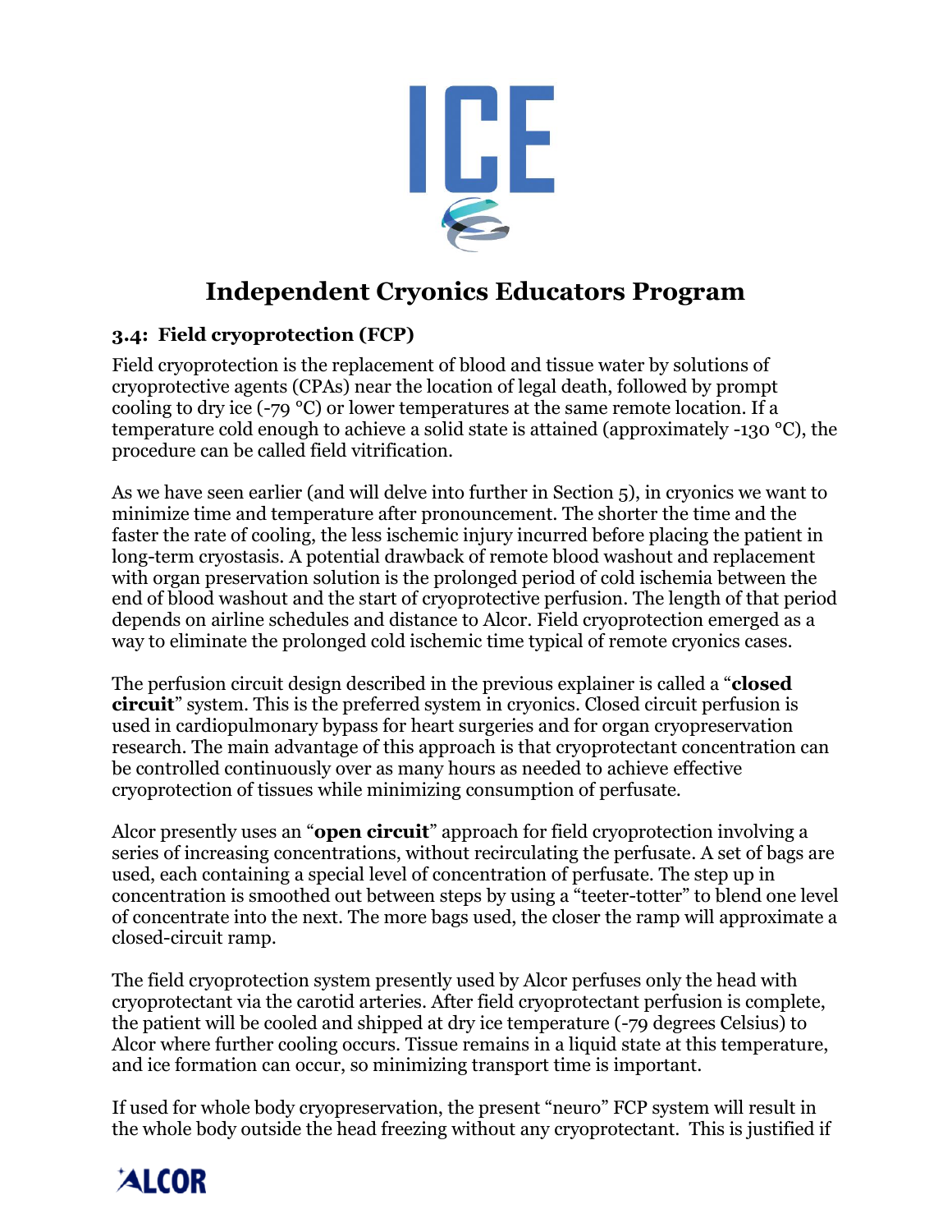# Independent Cryonics Educators Program

## 3.4: Field cryoprotection (FCP)

Field cryoprotection is the replacement of blood and tissue water by solutions of cryoprotective agents (CPAs) near the location of legal death, followed by prompt cooling to dry ice (-79 °C) or lower temperatures at the same remote location. If a temperature cold enough to achieve a solid state is attained (approximately -130 °C), the procedure can be called field vitrification.

As we have seen earlier (and will delve into further in Section 5), in cryonics we want to minimize time and temperature after pronouncement. The shorter the time and the faster the rate of cooling, the less ischemic injury incurred before placing the patient in long-term cryostasis. A potential drawback of remote blood washout and replacement with organ preservation solution is the prolonged period of cold ischemia between the end of blood washout and the start of cryoprotective perfusion. The length of that period depends on airline schedules and distance to Alcor. Field cryoprotection emerged as a way to eliminate the prolonged cold ischemic time typical of remote cryonics cases.

The perfusion circuit design described in the previous explainer is called a "**closed circuit**" system. This is the preferred system in cryonics. Closed circuit perfusion is used in cardiopulmonary bypass for heart surgeries and for organ cryopreservation research. The main advantage of this approach is that cryoprotectant concentration can be controlled continuously over as many hours as needed to achieve effective cryoprotection of tissues while minimizing consumption of perfusate.

Alcor presently uses an "**open circuit**" approach for field cryoprotection involving a series of increasing concentrations, without recirculating the perfusate. A set of bags are used, each containing a special level of concentration of perfusate. The step up in concentration is smoothed out between steps by using a "teeter-totter" to blend one level of concentrate into the next. The more bags used, the closer the ramp will approximate a closed-circuit ramp.

The field cryoprotection system presently used by Alcor perfuses only the head with cryoprotectant via the carotid arteries. After field cryoprotectant perfusion is complete, the patient will be cooled and shipped at dry ice temperature (-79 degrees Celsius) to Alcor where further cooling occurs. Tissue remains in a liquid state at this temperature, and ice formation can occur, so minimizing transport time is important.

If used for whole body cryopreservation, the present "neuro" FCP system will result in the whole body outside the head freezing without any cryoprotectant. This is justified if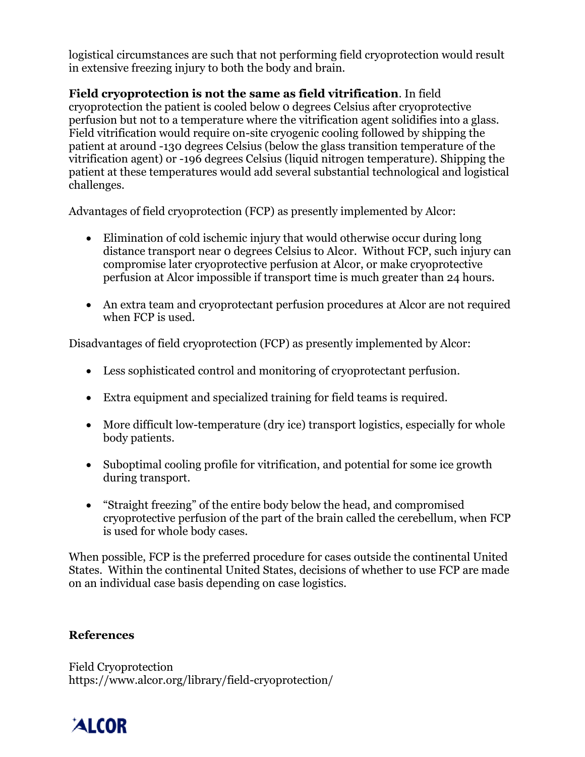logistical circumstances are such that not performing field cryoprotection would result in extensive freezing injury to both the body and brain.

**Field cryoprotection is not the same as field vitrification**. In field cryoprotection the patient is cooled below 0 degrees Celsius after cryoprotective perfusion but not to a temperature where the vitrification agent solidifies into a glass. Field vitrification would require on-site cryogenic cooling followed by shipping the patient at around -130 degrees Celsius (below the glass transition temperature of the vitrification agent) or -196 degrees Celsius (liquid nitrogen temperature). Shipping the patient at these temperatures would add several substantial technological and logistical challenges.

Advantages of field cryoprotection (FCP) as presently implemented by Alcor:

- Elimination of cold ischemic injury that would otherwise occur during long distance transport near 0 degrees Celsius to Alcor. Without FCP, such injury can compromise later cryoprotective perfusion at Alcor, or make cryoprotective perfusion at Alcor impossible if transport time is much greater than 24 hours.
- An extra team and cryoprotectant perfusion procedures at Alcor are not required when FCP is used.

Disadvantages of field cryoprotection (FCP) as presently implemented by Alcor:

- Less sophisticated control and monitoring of cryoprotectant perfusion.
- Extra equipment and specialized training for field teams is required.
- More difficult low-temperature (dry ice) transport logistics, especially for whole body patients.
- Suboptimal cooling profile for vitrification, and potential for some ice growth during transport.
- "Straight freezing" of the entire body below the head, and compromised cryoprotective perfusion of the part of the brain called the cerebellum, when FCP is used for whole body cases.

When possible, FCP is the preferred procedure for cases outside the continental United States. Within the continental United States, decisions of whether to use FCP are made on an individual case basis depending on case logistics.

**References**

Field Cryoprotection
https://www.alcor.org/library/field-cryoprotection/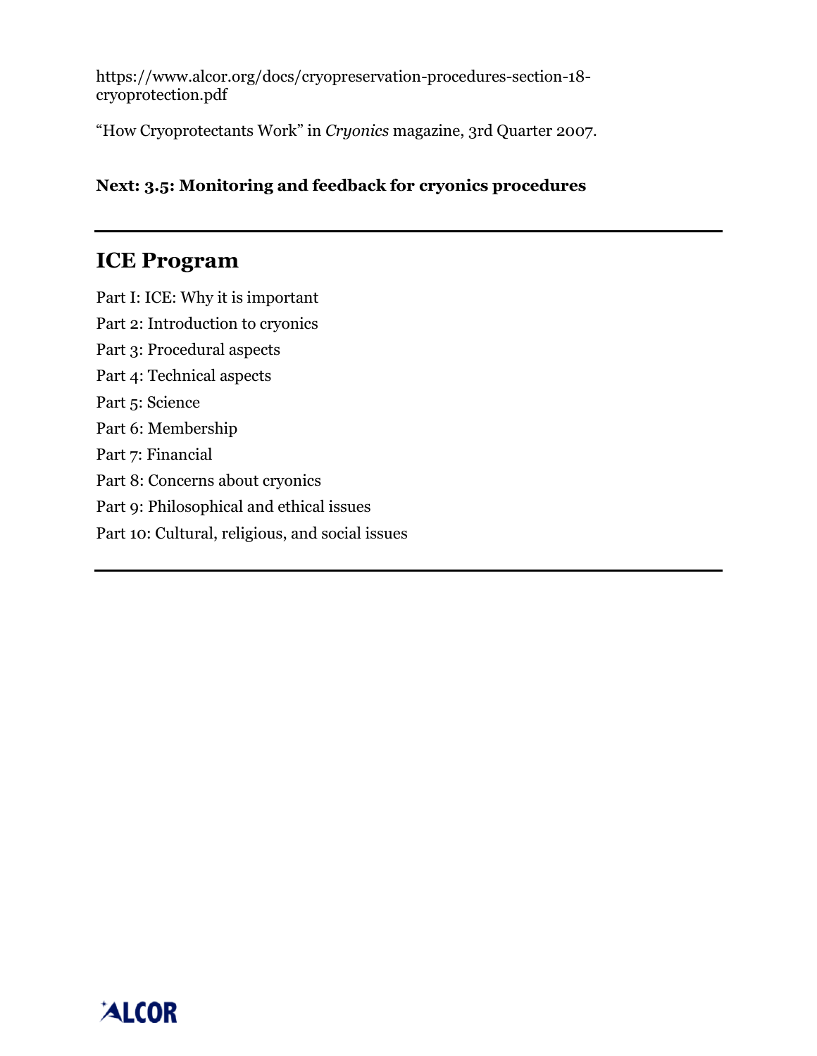https://www.alcor.org/docs/cryopreservation-procedures-section-18-cryoprotection.pdf

"How Cryoprotectants Work" in *Cryonics* magazine, 3rd Quarter 2007.

**Next: 3.5: Monitoring and feedback for cryonics procedures**

---

## ICE Program

Part I: ICE: Why it is important

Part 2: Introduction to cryonics

Part 3: Procedural aspects

Part 4: Technical aspects

Part 5: Science

Part 6: Membership

Part 7: Financial

Part 8: Concerns about cryonics

Part 9: Philosophical and ethical issues

Part 10: Cultural, religious, and social issues

---